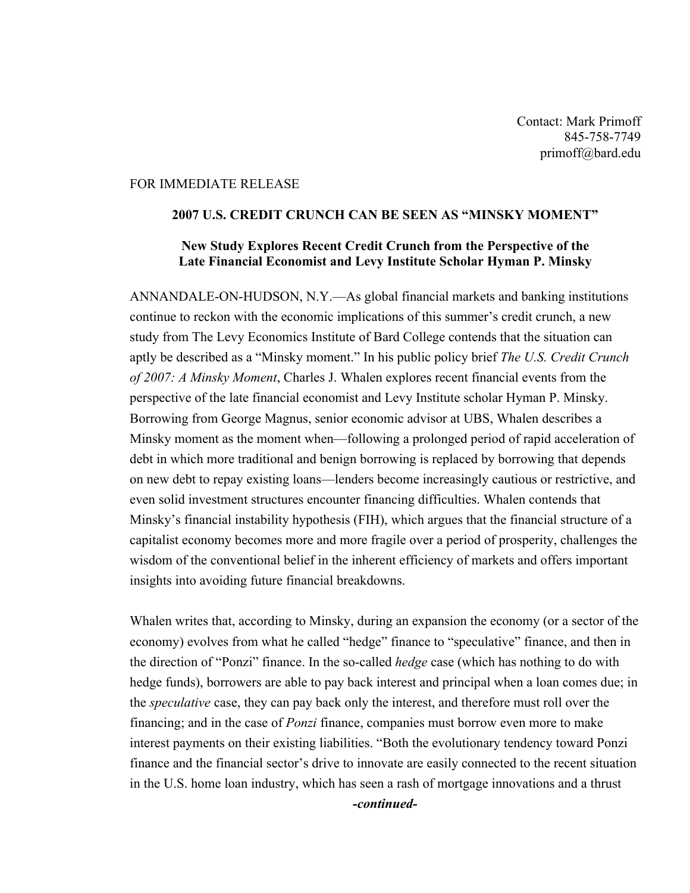Contact: Mark Primoff
845-758-7749
primoff@bard.edu

FOR IMMEDIATE RELEASE

## 2007 U.S. CREDIT CRUNCH CAN BE SEEN AS "MINSKY MOMENT"

### New Study Explores Recent Credit Crunch from the Perspective of the Late Financial Economist and Levy Institute Scholar Hyman P. Minsky

ANNANDALE-ON-HUDSON, N.Y.—As global financial markets and banking institutions continue to reckon with the economic implications of this summer's credit crunch, a new study from The Levy Economics Institute of Bard College contends that the situation can aptly be described as a "Minsky moment." In his public policy brief *The U.S. Credit Crunch of 2007: A Minsky Moment*, Charles J. Whalen explores recent financial events from the perspective of the late financial economist and Levy Institute scholar Hyman P. Minsky. Borrowing from George Magnus, senior economic advisor at UBS, Whalen describes a Minsky moment as the moment when—following a prolonged period of rapid acceleration of debt in which more traditional and benign borrowing is replaced by borrowing that depends on new debt to repay existing loans—lenders become increasingly cautious or restrictive, and even solid investment structures encounter financing difficulties. Whalen contends that Minsky's financial instability hypothesis (FIH), which argues that the financial structure of a capitalist economy becomes more and more fragile over a period of prosperity, challenges the wisdom of the conventional belief in the inherent efficiency of markets and offers important insights into avoiding future financial breakdowns.

Whalen writes that, according to Minsky, during an expansion the economy (or a sector of the economy) evolves from what he called "hedge" finance to "speculative" finance, and then in the direction of "Ponzi" finance. In the so-called *hedge* case (which has nothing to do with hedge funds), borrowers are able to pay back interest and principal when a loan comes due; in the *speculative* case, they can pay back only the interest, and therefore must roll over the financing; and in the case of *Ponzi* finance, companies must borrow even more to make interest payments on their existing liabilities. "Both the evolutionary tendency toward Ponzi finance and the financial sector's drive to innovate are easily connected to the recent situation in the U.S. home loan industry, which has seen a rash of mortgage innovations and a thrust

***-continued-***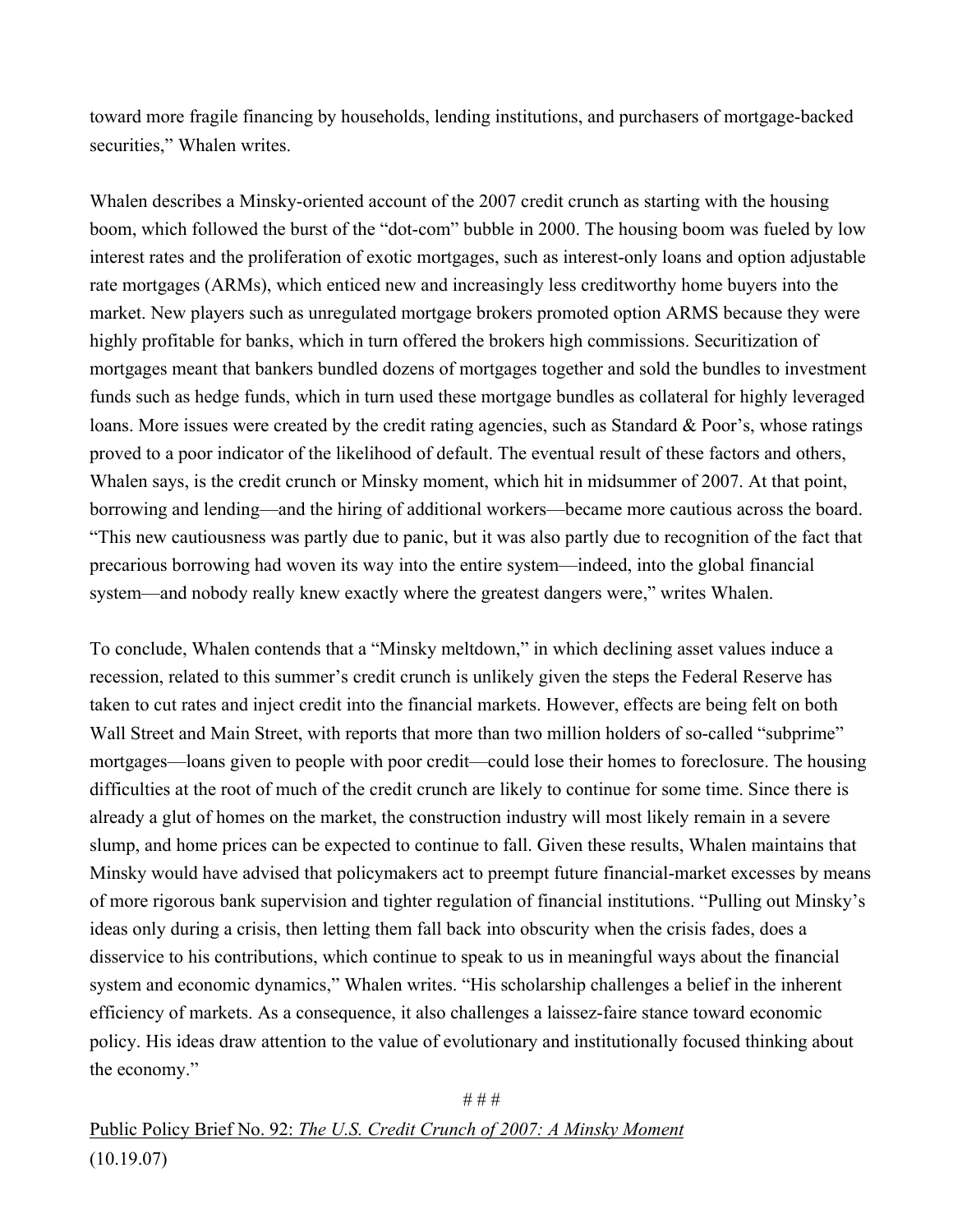toward more fragile financing by households, lending institutions, and purchasers of mortgage-backed securities," Whalen writes.

Whalen describes a Minsky-oriented account of the 2007 credit crunch as starting with the housing boom, which followed the burst of the "dot-com" bubble in 2000. The housing boom was fueled by low interest rates and the proliferation of exotic mortgages, such as interest-only loans and option adjustable rate mortgages (ARMs), which enticed new and increasingly less creditworthy home buyers into the market. New players such as unregulated mortgage brokers promoted option ARMS because they were highly profitable for banks, which in turn offered the brokers high commissions. Securitization of mortgages meant that bankers bundled dozens of mortgages together and sold the bundles to investment funds such as hedge funds, which in turn used these mortgage bundles as collateral for highly leveraged loans. More issues were created by the credit rating agencies, such as Standard & Poor's, whose ratings proved to a poor indicator of the likelihood of default. The eventual result of these factors and others, Whalen says, is the credit crunch or Minsky moment, which hit in midsummer of 2007. At that point, borrowing and lending—and the hiring of additional workers—became more cautious across the board. "This new cautiousness was partly due to panic, but it was also partly due to recognition of the fact that precarious borrowing had woven its way into the entire system—indeed, into the global financial system—and nobody really knew exactly where the greatest dangers were," writes Whalen.

To conclude, Whalen contends that a "Minsky meltdown," in which declining asset values induce a recession, related to this summer's credit crunch is unlikely given the steps the Federal Reserve has taken to cut rates and inject credit into the financial markets. However, effects are being felt on both Wall Street and Main Street, with reports that more than two million holders of so-called "subprime" mortgages—loans given to people with poor credit—could lose their homes to foreclosure. The housing difficulties at the root of much of the credit crunch are likely to continue for some time. Since there is already a glut of homes on the market, the construction industry will most likely remain in a severe slump, and home prices can be expected to continue to fall. Given these results, Whalen maintains that Minsky would have advised that policymakers act to preempt future financial-market excesses by means of more rigorous bank supervision and tighter regulation of financial institutions. "Pulling out Minsky's ideas only during a crisis, then letting them fall back into obscurity when the crisis fades, does a disservice to his contributions, which continue to speak to us in meaningful ways about the financial system and economic dynamics," Whalen writes. "His scholarship challenges a belief in the inherent efficiency of markets. As a consequence, it also challenges a laissez-faire stance toward economic policy. His ideas draw attention to the value of evolutionary and institutionally focused thinking about the economy."

# # #

Public Policy Brief No. 92: *The U.S. Credit Crunch of 2007: A Minsky Moment*
(10.19.07)